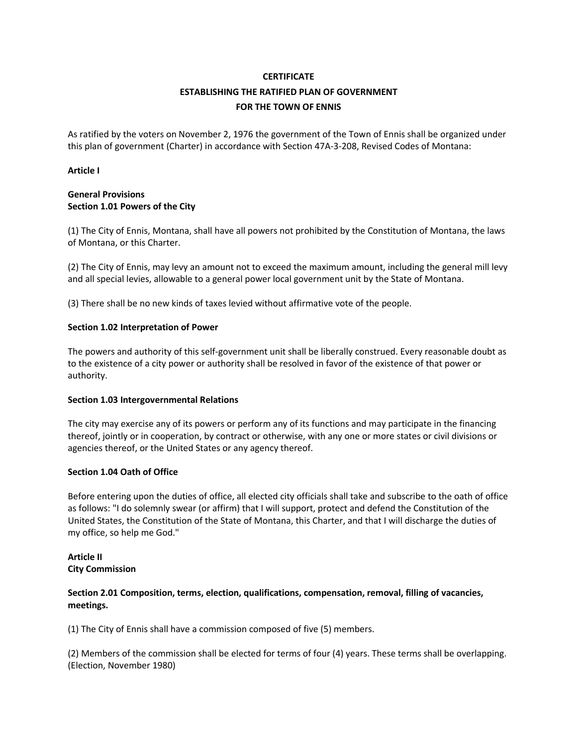**CERTIFICATE**

**ESTABLISHING THE RATIFIED PLAN OF GOVERNMENT**

**FOR THE TOWN OF ENNIS**

As ratified by the voters on November 2, 1976 the government of the Town of Ennis shall be organized under this plan of government (Charter) in accordance with Section 47A-3-208, Revised Codes of Montana:

## Article I

### General Provisions

**Section 1.01 Powers of the City**

(1) The City of Ennis, Montana, shall have all powers not prohibited by the Constitution of Montana, the laws of Montana, or this Charter.

(2) The City of Ennis, may levy an amount not to exceed the maximum amount, including the general mill levy and all special levies, allowable to a general power local government unit by the State of Montana.

(3) There shall be no new kinds of taxes levied without affirmative vote of the people.

**Section 1.02 Interpretation of Power**

The powers and authority of this self-government unit shall be liberally construed. Every reasonable doubt as to the existence of a city power or authority shall be resolved in favor of the existence of that power or authority.

**Section 1.03 Intergovernmental Relations**

The city may exercise any of its powers or perform any of its functions and may participate in the financing thereof, jointly or in cooperation, by contract or otherwise, with any one or more states or civil divisions or agencies thereof, or the United States or any agency thereof.

**Section 1.04 Oath of Office**

Before entering upon the duties of office, all elected city officials shall take and subscribe to the oath of office as follows: "I do solemnly swear (or affirm) that I will support, protect and defend the Constitution of the United States, the Constitution of the State of Montana, this Charter, and that I will discharge the duties of my office, so help me God."

## Article II

### City Commission

**Section 2.01 Composition, terms, election, qualifications, compensation, removal, filling of vacancies, meetings.**

(1) The City of Ennis shall have a commission composed of five (5) members.

(2) Members of the commission shall be elected for terms of four (4) years. These terms shall be overlapping. (Election, November 1980)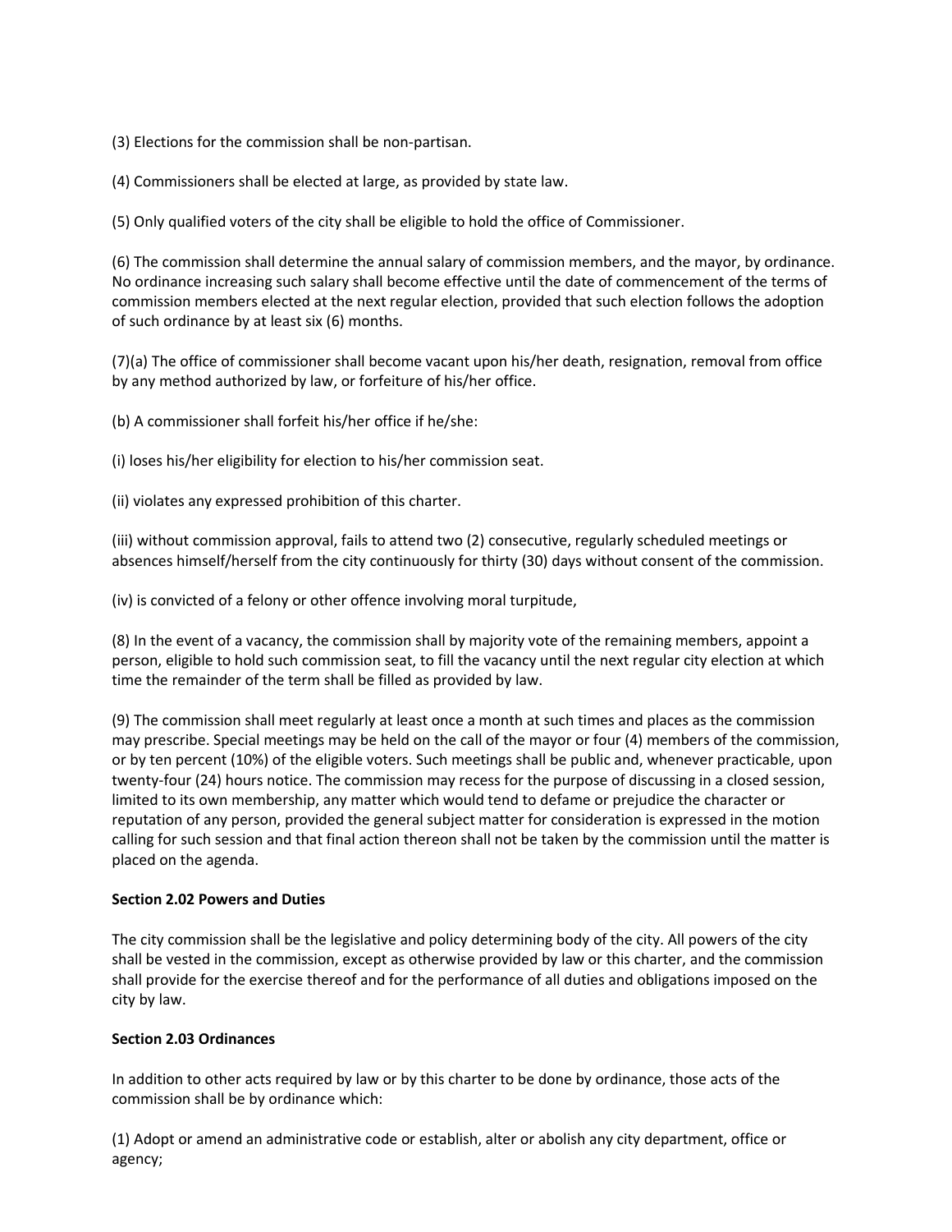(3) Elections for the commission shall be non-partisan.

(4) Commissioners shall be elected at large, as provided by state law.

(5) Only qualified voters of the city shall be eligible to hold the office of Commissioner.

(6) The commission shall determine the annual salary of commission members, and the mayor, by ordinance. No ordinance increasing such salary shall become effective until the date of commencement of the terms of commission members elected at the next regular election, provided that such election follows the adoption of such ordinance by at least six (6) months.

(7)(a) The office of commissioner shall become vacant upon his/her death, resignation, removal from office by any method authorized by law, or forfeiture of his/her office.

(b) A commissioner shall forfeit his/her office if he/she:

(i) loses his/her eligibility for election to his/her commission seat.

(ii) violates any expressed prohibition of this charter.

(iii) without commission approval, fails to attend two (2) consecutive, regularly scheduled meetings or absences himself/herself from the city continuously for thirty (30) days without consent of the commission.

(iv) is convicted of a felony or other offence involving moral turpitude,

(8) In the event of a vacancy, the commission shall by majority vote of the remaining members, appoint a person, eligible to hold such commission seat, to fill the vacancy until the next regular city election at which time the remainder of the term shall be filled as provided by law.

(9) The commission shall meet regularly at least once a month at such times and places as the commission may prescribe. Special meetings may be held on the call of the mayor or four (4) members of the commission, or by ten percent (10%) of the eligible voters. Such meetings shall be public and, whenever practicable, upon twenty-four (24) hours notice. The commission may recess for the purpose of discussing in a closed session, limited to its own membership, any matter which would tend to defame or prejudice the character or reputation of any person, provided the general subject matter for consideration is expressed in the motion calling for such session and that final action thereon shall not be taken by the commission until the matter is placed on the agenda.

**Section 2.02 Powers and Duties**

The city commission shall be the legislative and policy determining body of the city. All powers of the city shall be vested in the commission, except as otherwise provided by law or this charter, and the commission shall provide for the exercise thereof and for the performance of all duties and obligations imposed on the city by law.

**Section 2.03 Ordinances**

In addition to other acts required by law or by this charter to be done by ordinance, those acts of the commission shall be by ordinance which:

(1) Adopt or amend an administrative code or establish, alter or abolish any city department, office or agency;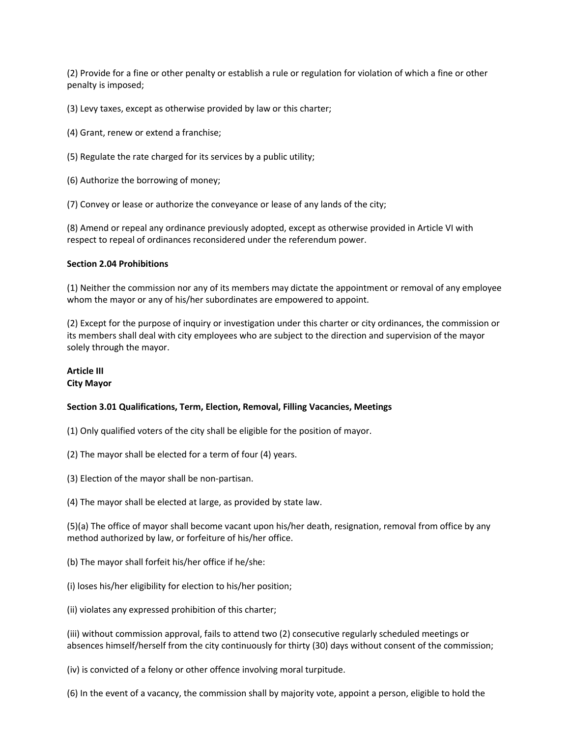(2) Provide for a fine or other penalty or establish a rule or regulation for violation of which a fine or other penalty is imposed;

(3) Levy taxes, except as otherwise provided by law or this charter;

(4) Grant, renew or extend a franchise;

(5) Regulate the rate charged for its services by a public utility;

(6) Authorize the borrowing of money;

(7) Convey or lease or authorize the conveyance or lease of any lands of the city;

(8) Amend or repeal any ordinance previously adopted, except as otherwise provided in Article VI with respect to repeal of ordinances reconsidered under the referendum power.

**Section 2.04 Prohibitions**

(1) Neither the commission nor any of its members may dictate the appointment or removal of any employee whom the mayor or any of his/her subordinates are empowered to appoint.

(2) Except for the purpose of inquiry or investigation under this charter or city ordinances, the commission or its members shall deal with city employees who are subject to the direction and supervision of the mayor solely through the mayor.

## Article III
## City Mayor

**Section 3.01 Qualifications, Term, Election, Removal, Filling Vacancies, Meetings**

(1) Only qualified voters of the city shall be eligible for the position of mayor.

(2) The mayor shall be elected for a term of four (4) years.

(3) Election of the mayor shall be non-partisan.

(4) The mayor shall be elected at large, as provided by state law.

(5)(a) The office of mayor shall become vacant upon his/her death, resignation, removal from office by any method authorized by law, or forfeiture of his/her office.

(b) The mayor shall forfeit his/her office if he/she:

(i) loses his/her eligibility for election to his/her position;

(ii) violates any expressed prohibition of this charter;

(iii) without commission approval, fails to attend two (2) consecutive regularly scheduled meetings or absences himself/herself from the city continuously for thirty (30) days without consent of the commission;

(iv) is convicted of a felony or other offence involving moral turpitude.

(6) In the event of a vacancy, the commission shall by majority vote, appoint a person, eligible to hold the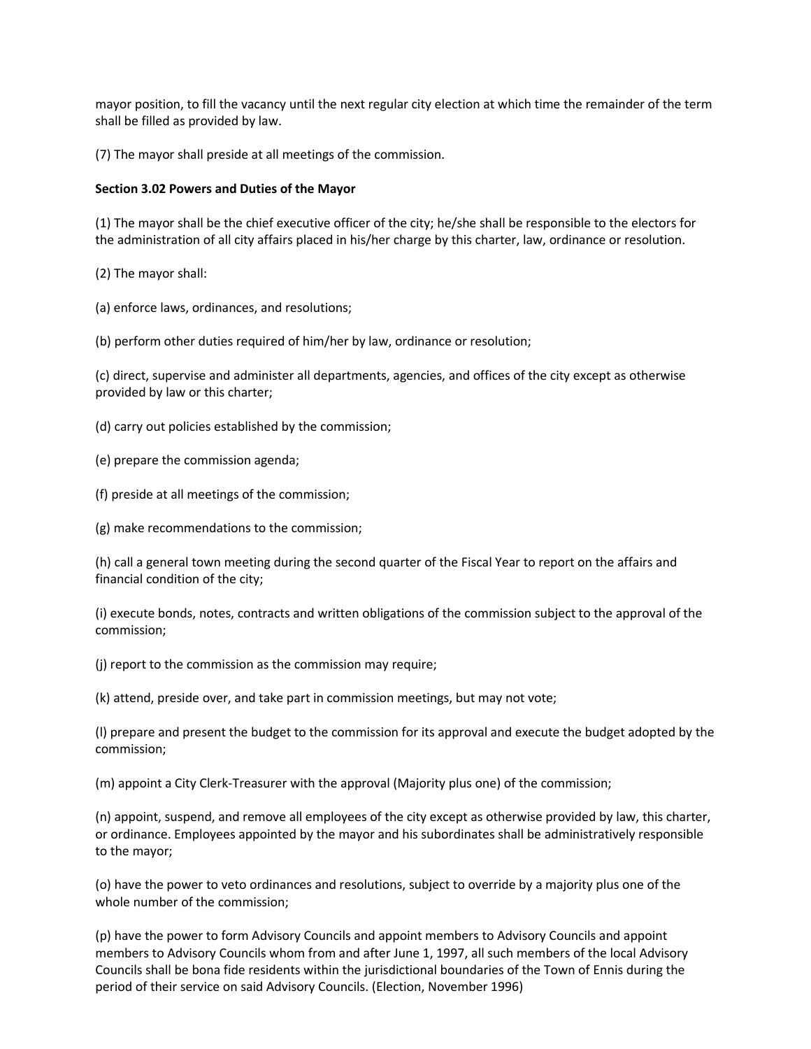mayor position, to fill the vacancy until the next regular city election at which time the remainder of the term shall be filled as provided by law.

(7) The mayor shall preside at all meetings of the commission.

**Section 3.02 Powers and Duties of the Mayor**

(1) The mayor shall be the chief executive officer of the city; he/she shall be responsible to the electors for the administration of all city affairs placed in his/her charge by this charter, law, ordinance or resolution.

(2) The mayor shall:

(a) enforce laws, ordinances, and resolutions;

(b) perform other duties required of him/her by law, ordinance or resolution;

(c) direct, supervise and administer all departments, agencies, and offices of the city except as otherwise provided by law or this charter;

(d) carry out policies established by the commission;

(e) prepare the commission agenda;

(f) preside at all meetings of the commission;

(g) make recommendations to the commission;

(h) call a general town meeting during the second quarter of the Fiscal Year to report on the affairs and financial condition of the city;

(i) execute bonds, notes, contracts and written obligations of the commission subject to the approval of the commission;

(j) report to the commission as the commission may require;

(k) attend, preside over, and take part in commission meetings, but may not vote;

(l) prepare and present the budget to the commission for its approval and execute the budget adopted by the commission;

(m) appoint a City Clerk-Treasurer with the approval (Majority plus one) of the commission;

(n) appoint, suspend, and remove all employees of the city except as otherwise provided by law, this charter, or ordinance. Employees appointed by the mayor and his subordinates shall be administratively responsible to the mayor;

(o) have the power to veto ordinances and resolutions, subject to override by a majority plus one of the whole number of the commission;

(p) have the power to form Advisory Councils and appoint members to Advisory Councils and appoint members to Advisory Councils whom from and after June 1, 1997, all such members of the local Advisory Councils shall be bona fide residents within the jurisdictional boundaries of the Town of Ennis during the period of their service on said Advisory Councils. (Election, November 1996)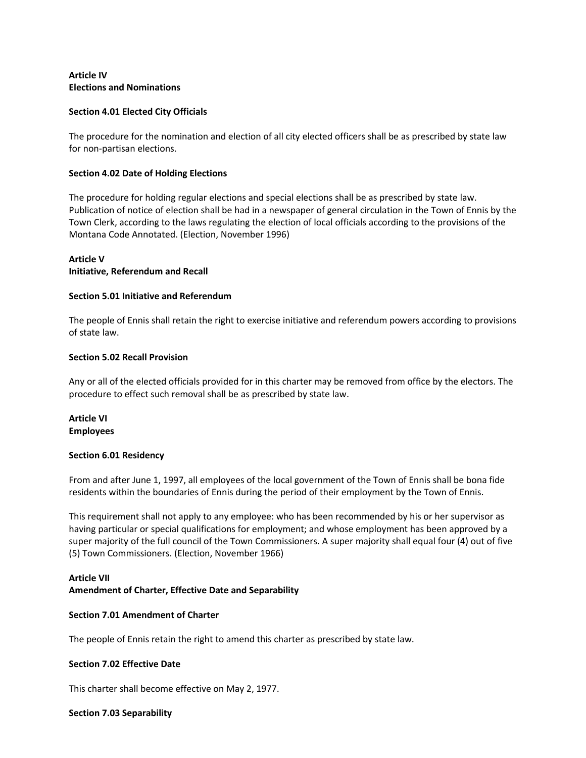**Article IV**
**Elections and Nominations**

**Section 4.01 Elected City Officials**

The procedure for the nomination and election of all city elected officers shall be as prescribed by state law for non-partisan elections.

**Section 4.02 Date of Holding Elections**

The procedure for holding regular elections and special elections shall be as prescribed by state law. Publication of notice of election shall be had in a newspaper of general circulation in the Town of Ennis by the Town Clerk, according to the laws regulating the election of local officials according to the provisions of the Montana Code Annotated. (Election, November 1996)

**Article V**
**Initiative, Referendum and Recall**

**Section 5.01 Initiative and Referendum**

The people of Ennis shall retain the right to exercise initiative and referendum powers according to provisions of state law.

**Section 5.02 Recall Provision**

Any or all of the elected officials provided for in this charter may be removed from office by the electors. The procedure to effect such removal shall be as prescribed by state law.

**Article VI**
**Employees**

**Section 6.01 Residency**

From and after June 1, 1997, all employees of the local government of the Town of Ennis shall be bona fide residents within the boundaries of Ennis during the period of their employment by the Town of Ennis.

This requirement shall not apply to any employee: who has been recommended by his or her supervisor as having particular or special qualifications for employment; and whose employment has been approved by a super majority of the full council of the Town Commissioners. A super majority shall equal four (4) out of five (5) Town Commissioners. (Election, November 1966)

**Article VII**
**Amendment of Charter, Effective Date and Separability**

**Section 7.01 Amendment of Charter**

The people of Ennis retain the right to amend this charter as prescribed by state law.

**Section 7.02 Effective Date**

This charter shall become effective on May 2, 1977.

**Section 7.03 Separability**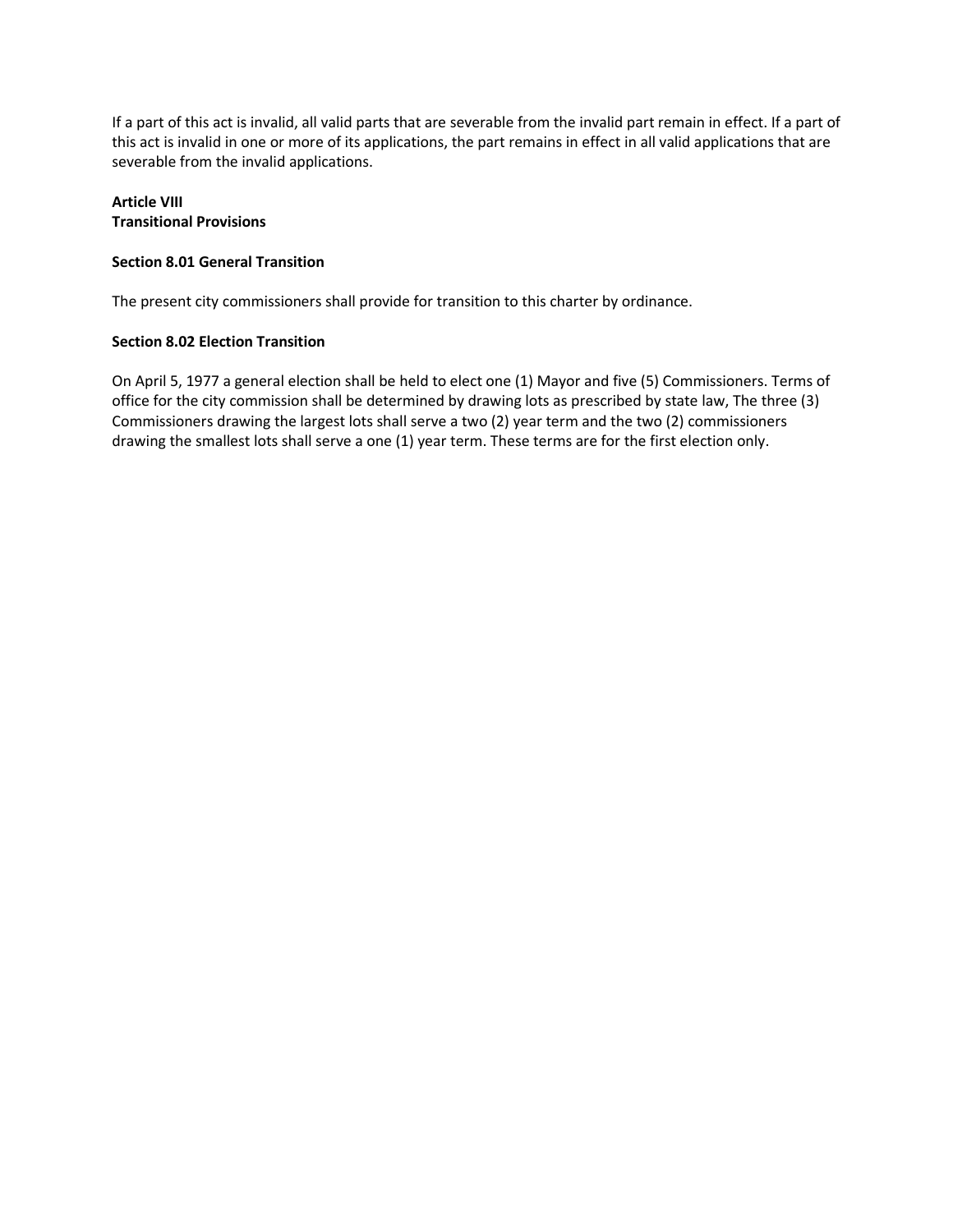If a part of this act is invalid, all valid parts that are severable from the invalid part remain in effect. If a part of this act is invalid in one or more of its applications, the part remains in effect in all valid applications that are severable from the invalid applications.

**Article VIII**
**Transitional Provisions**

**Section 8.01 General Transition**

The present city commissioners shall provide for transition to this charter by ordinance.

**Section 8.02 Election Transition**

On April 5, 1977 a general election shall be held to elect one (1) Mayor and five (5) Commissioners. Terms of office for the city commission shall be determined by drawing lots as prescribed by state law, The three (3) Commissioners drawing the largest lots shall serve a two (2) year term and the two (2) commissioners drawing the smallest lots shall serve a one (1) year term. These terms are for the first election only.